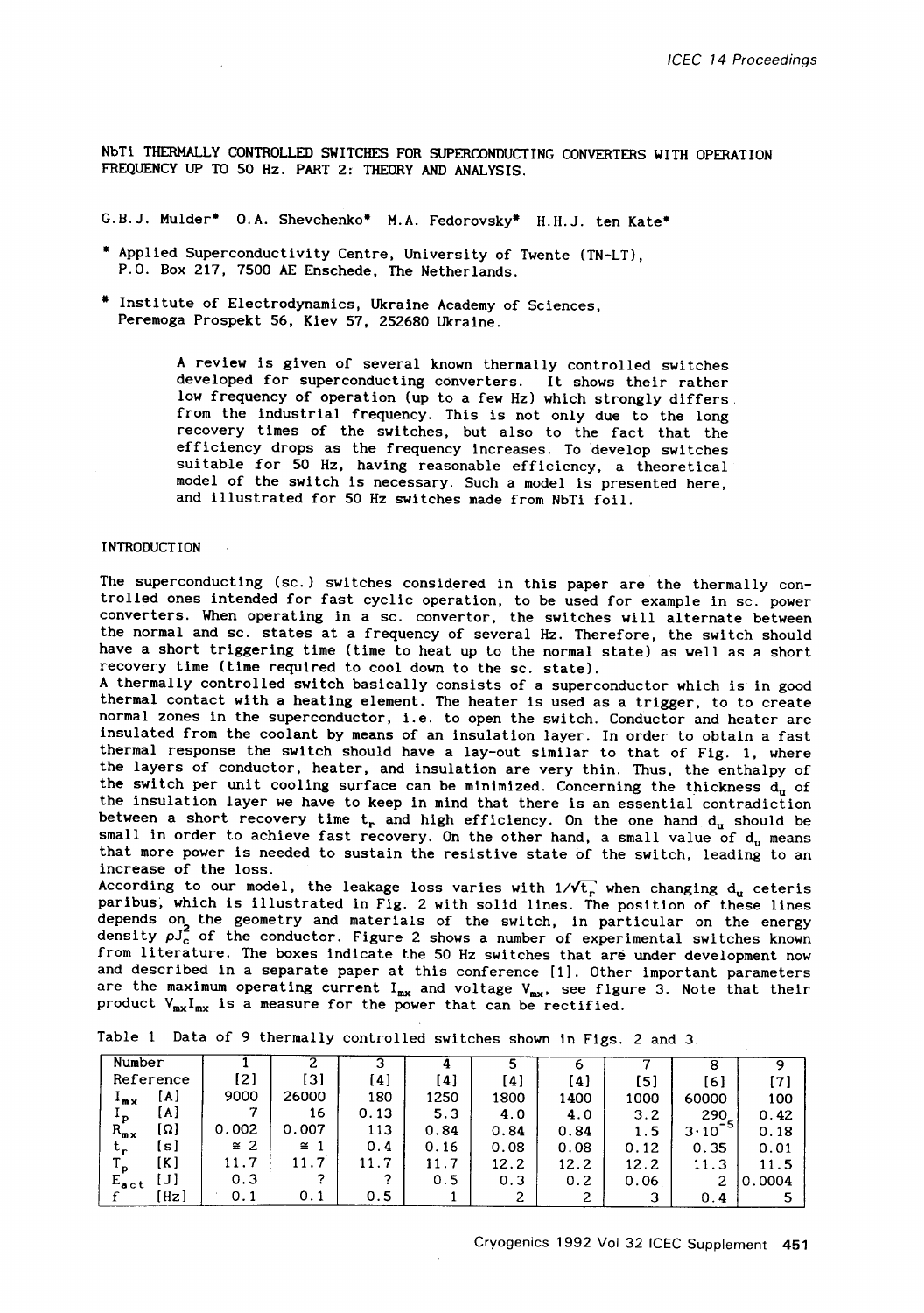# NbTi THERMALLY CONTROLLED SWITCHES FOR SUPERCONDUCTING CONVERTERS WITH OPERATION FREQUENCY UP TO 50 Hz. PART 2: THEORY AND ANALYSIS.

G.B.J. Mulder* O.A. Shevchenko* M.A. Fedorovsky* H.H.J. ten Kate*

* Applied Superconductivity Centre, University of Twente (TN-LT), P.O. Box 217, 7500 AE Enschede, The Netherlands.

* Institute of Electrodynamics, Ukraine Academy of Sciences, Peremoga Prospekt 56, Kiev 57, 252680 Ukraine.

A review is given of several known thermally controlled switches developed for superconducting converters. It shows their rather low frequency of operation (up to a few Hz) which strongly differs from the industrial frequency. This is not only due to the long recovery times of the switches, but also to the fact that the efficiency drops as the frequency increases. To develop switches suitable for 50 Hz, having reasonable efficiency, a theoretical model of the switch is necessary. Such a model is presented here, and illustrated for 50 Hz switches made from NbTi foil.

## INTRODUCTION

The superconducting (sc.) switches considered in this paper are the thermally controlled ones intended for fast cyclic operation, to be used for example in sc. power converters. When operating in a sc. convertor, the switches will alternate between the normal and sc. states at a frequency of several Hz. Therefore, the switch should have a short triggering time (time to heat up to the normal state) as well as a short recovery time (time required to cool down to the sc. state).

A thermally controlled switch basically consists of a superconductor which is in good thermal contact with a heating element. The heater is used as a trigger, to to create normal zones in the superconductor, i.e. to open the switch. Conductor and heater are insulated from the coolant by means of an insulation layer. In order to obtain a fast thermal response the switch should have a lay-out similar to that of Fig. 1, where the layers of conductor, heater, and insulation are very thin. Thus, the enthalpy of the switch per unit cooling surface can be minimized. Concerning the thickness $d_u$ of the insulation layer we have to keep in mind that there is an essential contradiction between a short recovery time $t_r$ and high efficiency. On the one hand $d_u$ should be small in order to achieve fast recovery. On the other hand, a small value of $d_u$ means that more power is needed to sustain the resistive state of the switch, leading to an increase of the loss.

According to our model, the leakage loss varies with $1/\sqrt{t_r}$ when changing $d_u$ ceteris paribus, which is illustrated in Fig. 2 with solid lines. The position of these lines depends on the geometry and materials of the switch, in particular on the energy density $\rho J_c^2$ of the conductor. Figure 2 shows a number of experimental switches known from literature. The boxes indicate the 50 Hz switches that are under development now and described in a separate paper at this conference [1]. Other important parameters are the maximum operating current $I_{mx}$ and voltage $V_{mx}$, see figure 3. Note that their product $V_{mx}I_{mx}$ is a measure for the power that can be rectified.

Table 1 Data of 9 thermally controlled switches shown in Figs. 2 and 3.

| Number | 1 | 2 | 3 | 4 | 5 | 6 | 7 | 8 | 9 |
|---|---|---|---|---|---|---|---|---|---|
| Reference | [2] | [3] | [4] | [4] | [4] | [4] | [5] | [6] | [7] |
| $I_{mx}$ [A] | 9000 | 26000 | 180 | 1250 | 1800 | 1400 | 1000 | 60000 | 100 |
| $I_p$ [A] | 7 | 16 | 0.13 | 5.3 | 4.0 | 4.0 | 3.2 | 290 | 0.42 |
| $R_{mx}$ [Ω] | 0.002 | 0.007 | 113 | 0.84 | 0.84 | 0.84 | 1.5 | $3\cdot10^{-5}$ | 0.18 |
| $t_r$ [s] | ≅ 2 | ≅ 1 | 0.4 | 0.16 | 0.08 | 0.08 | 0.12 | 0.35 | 0.01 |
| $T_p$ [K] | 11.7 | 11.7 | 11.7 | 11.7 | 12.2 | 12.2 | 12.2 | 11.3 | 11.5 |
| $E_{act}$ [J] | 0.3 | ? | ? | 0.5 | 0.3 | 0.2 | 0.06 | 2 | 0.0004 |
| f [Hz] | 0.1 | 0.1 | 0.5 | 1 | 2 | 2 | 3 | 0.4 | 5 |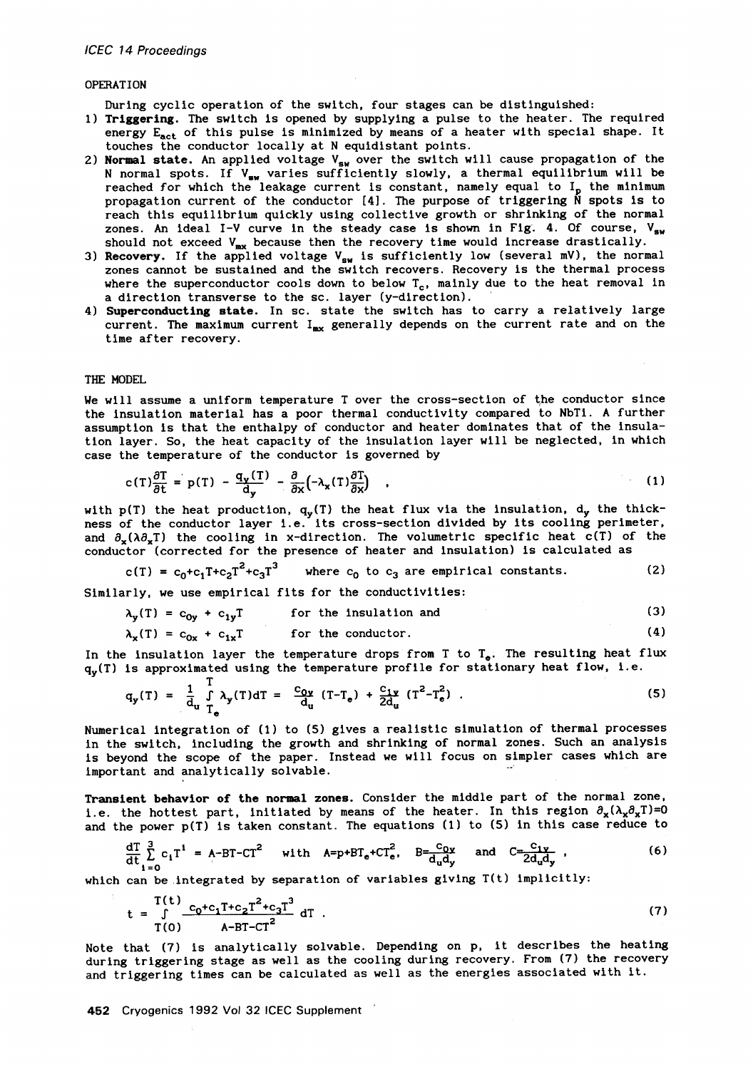## OPERATION

During cyclic operation of the switch, four stages can be distinguished:

1) **Triggering.** The switch is opened by supplying a pulse to the heater. The required energy $E_{act}$ of this pulse is minimized by means of a heater with special shape. It touches the conductor locally at N equidistant points.
2) **Normal state.** An applied voltage $V_{sw}$ over the switch will cause propagation of the N normal spots. If $V_{sw}$ varies sufficiently slowly, a thermal equilibrium will be reached for which the leakage current is constant, namely equal to $I_p$ the minimum propagation current of the conductor [4]. The purpose of triggering N spots is to reach this equilibrium quickly using collective growth or shrinking of the normal zones. An ideal I-V curve in the steady case is shown in Fig. 4. Of course, $V_{sw}$ should not exceed $V_{mx}$ because then the recovery time would increase drastically.
3) **Recovery.** If the applied voltage $V_{sw}$ is sufficiently low (several mV), the normal zones cannot be sustained and the switch recovers. Recovery is the thermal process where the superconductor cools down to below $T_c$, mainly due to the heat removal in a direction transverse to the sc. layer (y-direction).
4) **Superconducting state.** In sc. state the switch has to carry a relatively large current. The maximum current $I_{mx}$ generally depends on the current rate and on the time after recovery.

## THE MODEL

We will assume a uniform temperature T over the cross-section of the conductor since the insulation material has a poor thermal conductivity compared to NbTi. A further assumption is that the enthalpy of conductor and heater dominates that of the insulation layer. So, the heat capacity of the insulation layer will be neglected, in which case the temperature of the conductor is governed by

$$c(T)\frac{\partial T}{\partial t} = p(T) - \frac{q_y(T)}{d_y} - \frac{\partial}{\partial x}\left(-\lambda_x(T)\frac{\partial T}{\partial x}\right) \quad , \tag{1}$$

with $p(T)$ the heat production, $q_y(T)$ the heat flux via the insulation, $d_y$ the thickness of the conductor layer i.e. its cross-section divided by its cooling perimeter, and $\partial_x(\lambda\partial_x T)$ the cooling in x-direction. The volumetric specific heat $c(T)$ of the conductor (corrected for the presence of heater and insulation) is calculated as

$$c(T) = c_0+c_1T+c_2T^2+c_3T^3 \quad \text{where } c_0 \text{ to } c_3 \text{ are empirical constants.} \tag{2}$$

Similarly, we use empirical fits for the conductivities:

$$\lambda_y(T) = c_{0y} + c_{1y}T \quad \text{for the insulation and} \tag{3}$$

$$\lambda_x(T) = c_{0x} + c_{1x}T \quad \text{for the conductor.} \tag{4}$$

In the insulation layer the temperature drops from T to $T_e$. The resulting heat flux $q_y(T)$ is approximated using the temperature profile for stationary heat flow, i.e.

$$q_y(T) = \frac{1}{d_u}\int_{T_e}^{T}\lambda_y(T)dT = \frac{c_{0y}}{d_u}(T-T_e) + \frac{c_{1y}}{2d_u}(T^2-T_e^2) \quad . \tag{5}$$

Numerical integration of (1) to (5) gives a realistic simulation of thermal processes in the switch, including the growth and shrinking of normal zones. Such an analysis is beyond the scope of the paper. Instead we will focus on simpler cases which are important and analytically solvable.

**Transient behavior of the normal zones.** Consider the middle part of the normal zone, i.e. the hottest part, initiated by means of the heater. In this region $\partial_x(\lambda_x\partial_x T)=0$ and the power $p(T)$ is taken constant. The equations (1) to (5) in this case reduce to

$$\frac{dT}{dt}\sum_{i=0}^{3} c_iT^i = A-BT-CT^2 \quad \text{with} \quad A=p+BT_e+CT_e^2, \quad B=\frac{c_{0y}}{d_ud_y} \quad \text{and} \quad C=\frac{c_{1y}}{2d_ud_y} \quad , \tag{6}$$

which can be integrated by separation of variables giving T(t) implicitly:

$$t = \int_{T(0)}^{T(t)} \frac{c_0+c_1T+c_2T^2+c_3T^3}{A-BT-CT^2}\,dT \quad . \tag{7}$$

Note that (7) is analytically solvable. Depending on p, it describes the heating during triggering stage as well as the cooling during recovery. From (7) the recovery and triggering times can be calculated as well as the energies associated with it.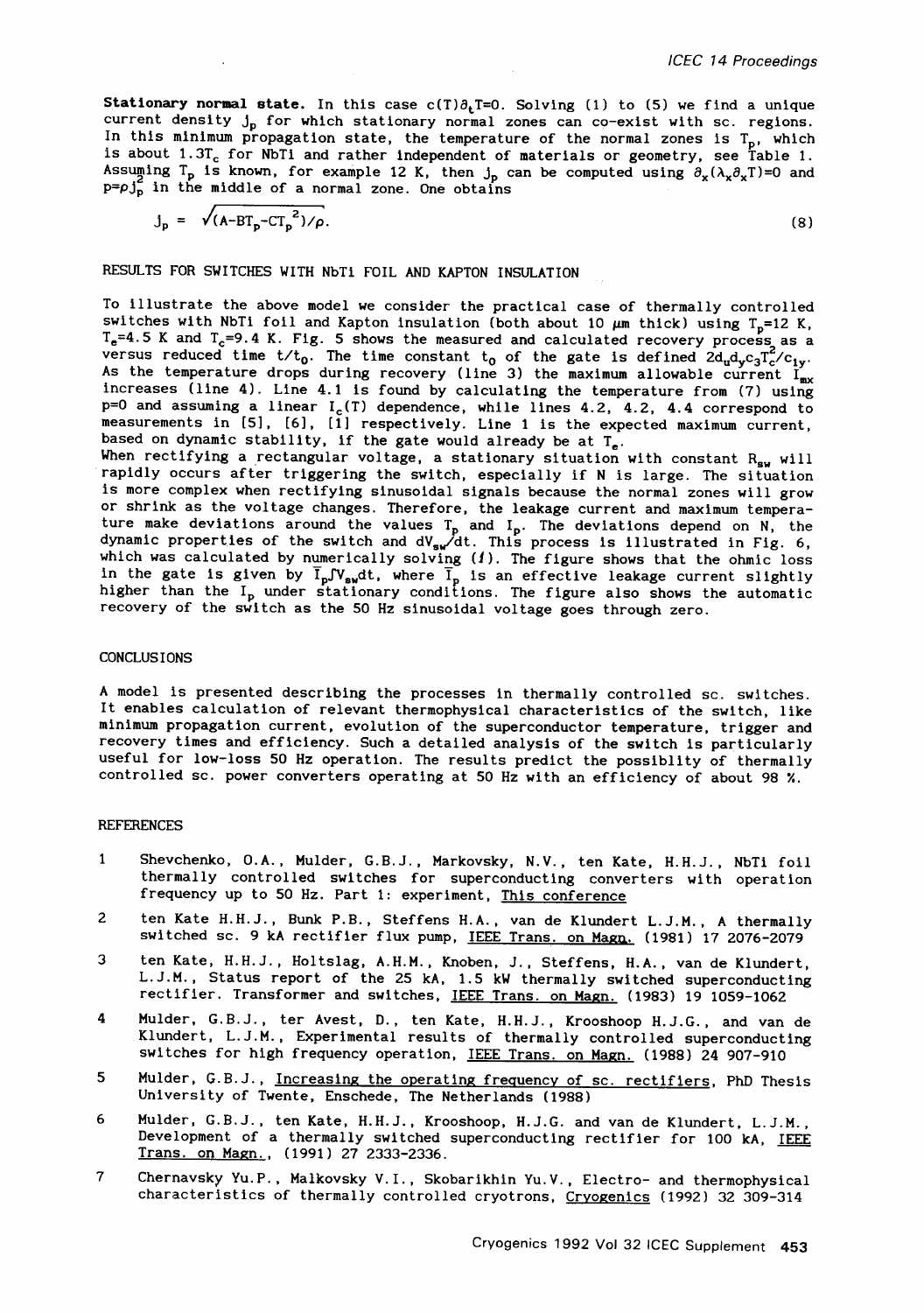**Stationary normal state.** In this case $c(T)\partial_t T=0$. Solving (1) to (5) we find a unique current density $j_p$ for which stationary normal zones can co-exist with sc. regions. In this minimum propagation state, the temperature of the normal zones is $T_p$, which is about $1.3T_c$ for NbTi and rather independent of materials or geometry, see Table 1. Assuming $T_p$ is known, for example 12 K, then $j_p$ can be computed using $\partial_x(\lambda_x \partial_x T)=0$ and $p=\rho j_p^2$ in the middle of a normal zone. One obtains

$$j_p = \sqrt{(A-BT_p-CT_p^2)/\rho}. \tag{8}$$

## RESULTS FOR SWITCHES WITH NbTi FOIL AND KAPTON INSULATION

To illustrate the above model we consider the practical case of thermally controlled switches with NbTi foil and Kapton insulation (both about 10 μm thick) using $T_p$=12 K, $T_e$=4.5 K and $T_c$=9.4 K. Fig. 5 shows the measured and calculated recovery process as a versus reduced time $t/t_0$. The time constant $t_0$ of the gate is defined $2d_u d_y c_3 T_c^2/c_{1y}$. As the temperature drops during recovery (line 3) the maximum allowable current $I_{mx}$ increases (line 4). Line 4.1 is found by calculating the temperature from (7) using p=0 and assuming a linear $I_c(T)$ dependence, while lines 4.2, 4.2, 4.4 correspond to measurements in [5], [6], [1] respectively. Line 1 is the expected maximum current, based on dynamic stability, if the gate would already be at $T_e$.

When rectifying a rectangular voltage, a stationary situation with constant $R_{sw}$ will rapidly occurs after triggering the switch, especially if N is large. The situation is more complex when rectifying sinusoidal signals because the normal zones will grow or shrink as the voltage changes. Therefore, the leakage current and maximum temperature make deviations around the values $T_p$ and $I_p$. The deviations depend on N, the dynamic properties of the switch and $dV_{sw}/dt$. This process is illustrated in Fig. 6, which was calculated by numerically solving (1). The figure shows that the ohmic loss in the gate is given by $\bar{I}_p \int V_{sw} dt$, where $\bar{I}_p$ is an effective leakage current slightly higher than the $I_p$ under stationary conditions. The figure also shows the automatic recovery of the switch as the 50 Hz sinusoidal voltage goes through zero.

## CONCLUSIONS

A model is presented describing the processes in thermally controlled sc. switches. It enables calculation of relevant thermophysical characteristics of the switch, like minimum propagation current, evolution of the superconductor temperature, trigger and recovery times and efficiency. Such a detailed analysis of the switch is particularly useful for low-loss 50 Hz operation. The results predict the possiblity of thermally controlled sc. power converters operating at 50 Hz with an efficiency of about 98 %.

## REFERENCES

1. Shevchenko, O.A., Mulder, G.B.J., Markovsky, N.V., ten Kate, H.H.J., NbTi foil thermally controlled switches for superconducting converters with operation frequency up to 50 Hz. Part 1: experiment, This conference
2. ten Kate H.H.J., Bunk P.B., Steffens H.A., van de Klundert L.J.M., A thermally switched sc. 9 kA rectifier flux pump, IEEE Trans. on Magn. (1981) 17 2076-2079
3. ten Kate, H.H.J., Holtslag, A.H.M., Knoben, J., Steffens, H.A., van de Klundert, L.J.M., Status report of the 25 kA, 1.5 kW thermally switched superconducting rectifier. Transformer and switches, IEEE Trans. on Magn. (1983) 19 1059-1062
4. Mulder, G.B.J., ter Avest, D., ten Kate, H.H.J., Krooshoop H.J.G., and van de Klundert, L.J.M., Experimental results of thermally controlled superconducting switches for high frequency operation, IEEE Trans. on Magn. (1988) 24 907-910
5. Mulder, G.B.J., Increasing the operating frequency of sc. rectifiers, PhD Thesis University of Twente, Enschede, The Netherlands (1988)
6. Mulder, G.B.J., ten Kate, H.H.J., Krooshoop, H.J.G. and van de Klundert, L.J.M., Development of a thermally switched superconducting rectifier for 100 kA, IEEE Trans. on Magn., (1991) 27 2333-2336.
7. Chernavsky Yu.P., Malkovsky V.I., Skobarikhin Yu.V., Electro- and thermophysical characteristics of thermally controlled cryotrons, Cryogenics (1992) 32 309-314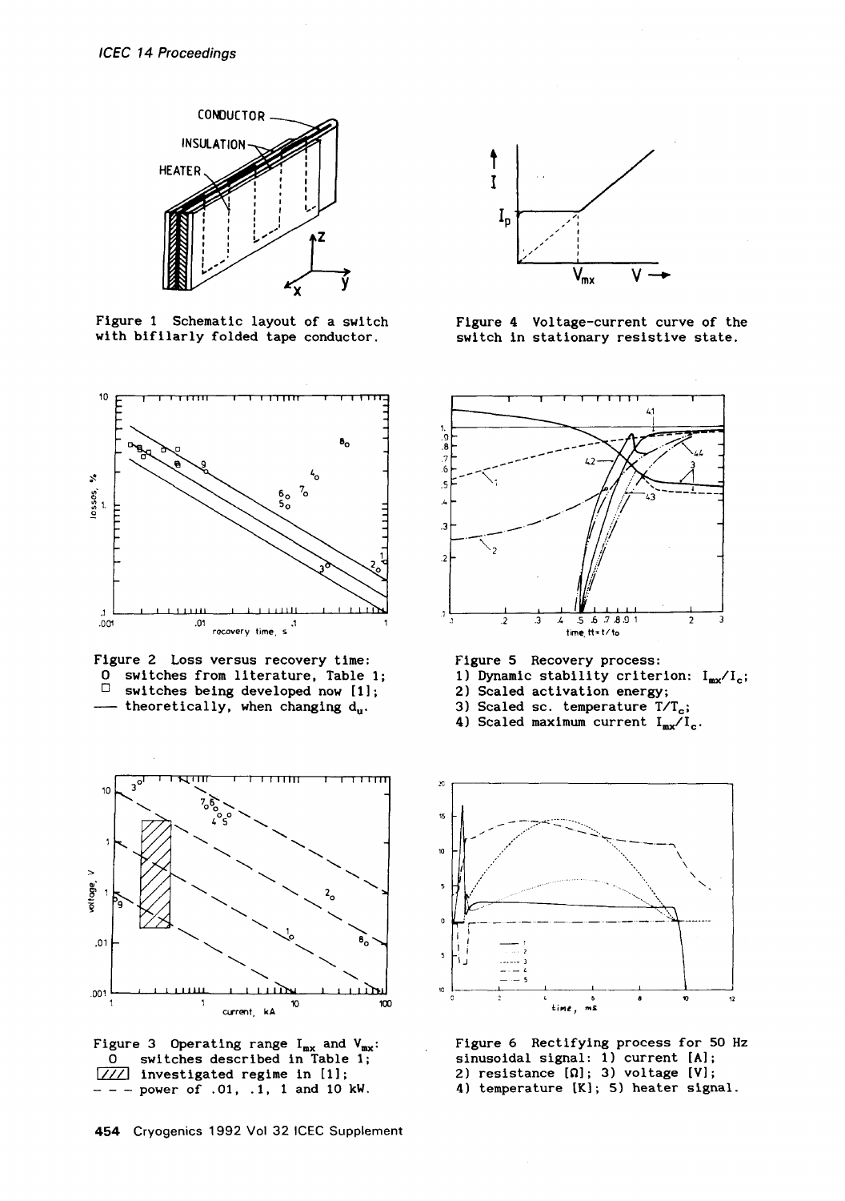CONDUCTOR

INSULATION

HEATER

Z

X

Y

Figure 1 Schematic layout of a switch with bifilarly folded tape conductor.

I

$I_p$

$V_{mx}$

V →

Figure 4 Voltage-current curve of the switch in stationary resistive state.

10

1.

.1

.001

.01

.1

1

losses, %

recovery time, s

Figure 2 Loss versus recovery time:
O switches from literature, Table 1;
□ switches being developed now [1];
— theoretically, when changing $d_u$.

1.

.9

.8

.7

.6

.5

.4

.3

.2

.1

.2

.3

.4

.5

.6

.7

.8

.9

1

2

3

time, tt=t/to

41

42

43

44

Figure 5 Recovery process:
1) Dynamic stability criterion: $I_{mx}/I_c$;
2) Scaled activation energy;
3) Scaled sc. temperature $T/T_c$;
4) Scaled maximum current $I_{mx}/I_c$.

10

1

.1

.01

.001

1

10

100

voltage, V

current, kA

Figure 3 Operating range $I_{mx}$ and $V_{mx}$:
O switches described in Table 1;
[///] investigated regime in [1];
– – – power of .01, .1, 1 and 10 kW.

20

15

10

5

0

5

10

0

2

4

6

8

10

12

time, ms

Figure 6 Rectifying process for 50 Hz sinusoidal signal: 1) current [A]; 2) resistance [Ω]; 3) voltage [V]; 4) temperature [K]; 5) heater signal.